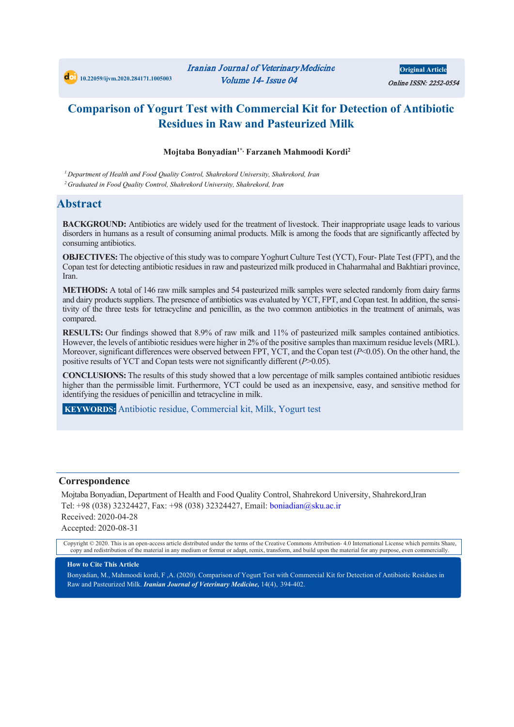# Comparison of Yogurt Test with Commercial Kit for Detection of Antibiotic Residues in Raw and Pasteurized Milk

**Mojtaba Bonyadian[1*], Farzaneh Mahmoodi Kordi[2]**

[1] *Department of Health and Food Quality Control, Shahrekord University, Shahrekord, Iran*

[2] *Graduated in Food Quality Control, Shahrekord University, Shahrekord, Iran*

## Abstract

**BACKGROUND:** Antibiotics are widely used for the treatment of livestock. Their inappropriate usage leads to various disorders in humans as a result of consuming animal products. Milk is among the foods that are significantly affected by consuming antibiotics.

**OBJECTIVES:** The objective of this study was to compare Yoghurt Culture Test (YCT), Four- Plate Test (FPT), and the Copan test for detecting antibiotic residues in raw and pasteurized milk produced in Chaharmahal and Bakhtiari province, Iran.

**METHODS:** A total of 146 raw milk samples and 54 pasteurized milk samples were selected randomly from dairy farms and dairy products suppliers. The presence of antibiotics was evaluated by YCT, FPT, and Copan test. In addition, the sensitivity of the three tests for tetracycline and penicillin, as the two common antibiotics in the treatment of animals, was compared.

**RESULTS:** Our findings showed that 8.9% of raw milk and 11% of pasteurized milk samples contained antibiotics. However, the levels of antibiotic residues were higher in 2% of the positive samples than maximum residue levels (MRL). Moreover, significant differences were observed between FPT, YCT, and the Copan test ($P<0.05$). On the other hand, the positive results of YCT and Copan tests were not significantly different ($P>0.05$).

**CONCLUSIONS:** The results of this study showed that a low percentage of milk samples contained antibiotic residues higher than the permissible limit. Furthermore, YCT could be used as an inexpensive, easy, and sensitive method for identifying the residues of penicillin and tetracycline in milk.

**KEYWORDS:** Antibiotic residue, Commercial kit, Milk, Yogurt test

## Correspondence

Mojtaba Bonyadian, Department of Health and Food Quality Control, Shahrekord University, Shahrekord,Iran

Tel: +98 (038) 32324427, Fax: +98 (038) 32324427, Email: boniadian@sku.ac.ir

Received: 2020-04-28

Accepted: 2020-08-31

Copyright © 2020. This is an open-access article distributed under the terms of the Creative Commons Attribution- 4.0 International License which permits Share, copy and redistribution of the material in any medium or format or adapt, remix, transform, and build upon the material for any purpose, even commercially.

**How to Cite This Article**

Bonyadian, M., Mahmoodi kordi, F ,A. (2020). Comparison of Yogurt Test with Commercial Kit for Detection of Antibiotic Residues in Raw and Pasteurized Milk. ***Iranian Journal of Veterinary Medicine,*** 14(4), 394-402.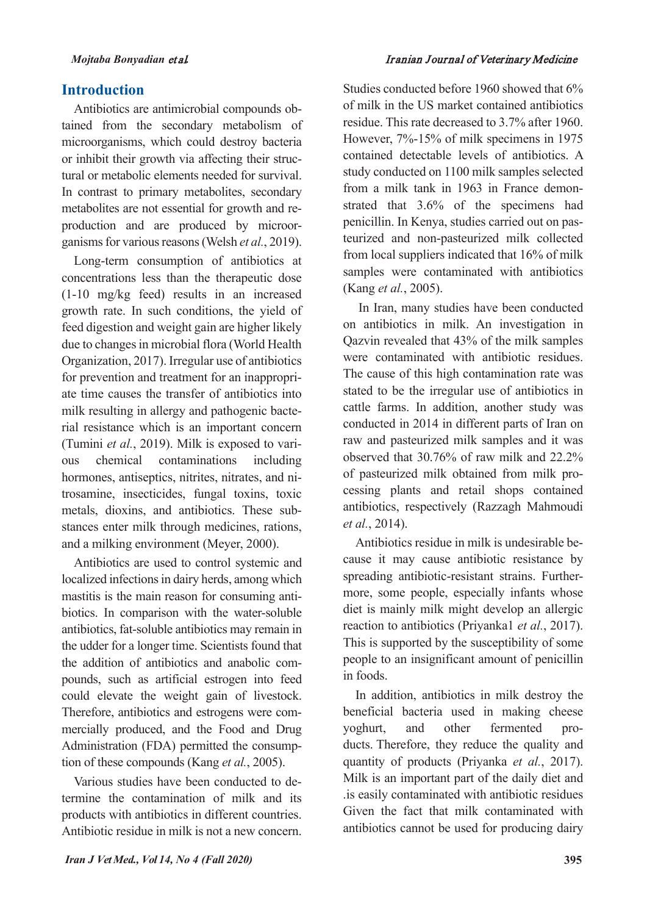## Introduction

Antibiotics are antimicrobial compounds obtained from the secondary metabolism of microorganisms, which could destroy bacteria or inhibit their growth via affecting their structural or metabolic elements needed for survival. In contrast to primary metabolites, secondary metabolites are not essential for growth and reproduction and are produced by microorganisms for various reasons (Welsh *et al.*, 2019).

Long-term consumption of antibiotics at concentrations less than the therapeutic dose (1-10 mg/kg feed) results in an increased growth rate. In such conditions, the yield of feed digestion and weight gain are higher likely due to changes in microbial flora (World Health Organization, 2017). Irregular use of antibiotics for prevention and treatment for an inappropriate time causes the transfer of antibiotics into milk resulting in allergy and pathogenic bacterial resistance which is an important concern (Tumini *et al.*, 2019). Milk is exposed to various chemical contaminations including hormones, antiseptics, nitrites, nitrates, and nitrosamine, insecticides, fungal toxins, toxic metals, dioxins, and antibiotics. These substances enter milk through medicines, rations, and a milking environment (Meyer, 2000).

Antibiotics are used to control systemic and localized infections in dairy herds, among which mastitis is the main reason for consuming antibiotics. In comparison with the water-soluble antibiotics, fat-soluble antibiotics may remain in the udder for a longer time. Scientists found that the addition of antibiotics and anabolic compounds, such as artificial estrogen into feed could elevate the weight gain of livestock. Therefore, antibiotics and estrogens were commercially produced, and the Food and Drug Administration (FDA) permitted the consumption of these compounds (Kang *et al.*, 2005).

Various studies have been conducted to determine the contamination of milk and its products with antibiotics in different countries. Antibiotic residue in milk is not a new concern. Studies conducted before 1960 showed that 6% of milk in the US market contained antibiotics residue. This rate decreased to 3.7% after 1960. However, 7%-15% of milk specimens in 1975 contained detectable levels of antibiotics. A study conducted on 1100 milk samples selected from a milk tank in 1963 in France demonstrated that 3.6% of the specimens had penicillin. In Kenya, studies carried out on pasteurized and non-pasteurized milk collected from local suppliers indicated that 16% of milk samples were contaminated with antibiotics (Kang *et al.*, 2005).

In Iran, many studies have been conducted on antibiotics in milk. An investigation in Qazvin revealed that 43% of the milk samples were contaminated with antibiotic residues. The cause of this high contamination rate was stated to be the irregular use of antibiotics in cattle farms. In addition, another study was conducted in 2014 in different parts of Iran on raw and pasteurized milk samples and it was observed that 30.76% of raw milk and 22.2% of pasteurized milk obtained from milk processing plants and retail shops contained antibiotics, respectively (Razzagh Mahmoudi *et al.*, 2014).

Antibiotics residue in milk is undesirable because it may cause antibiotic resistance by spreading antibiotic-resistant strains. Furthermore, some people, especially infants whose diet is mainly milk might develop an allergic reaction to antibiotics (Priyanka1 *et al.*, 2017). This is supported by the susceptibility of some people to an insignificant amount of penicillin in foods.

In addition, antibiotics in milk destroy the beneficial bacteria used in making cheese yoghurt, and other fermented products. Therefore, they reduce the quality and quantity of products (Priyanka *et al.*, 2017). Milk is an important part of the daily diet and .is easily contaminated with antibiotic residues Given the fact that milk contaminated with antibiotics cannot be used for producing dairy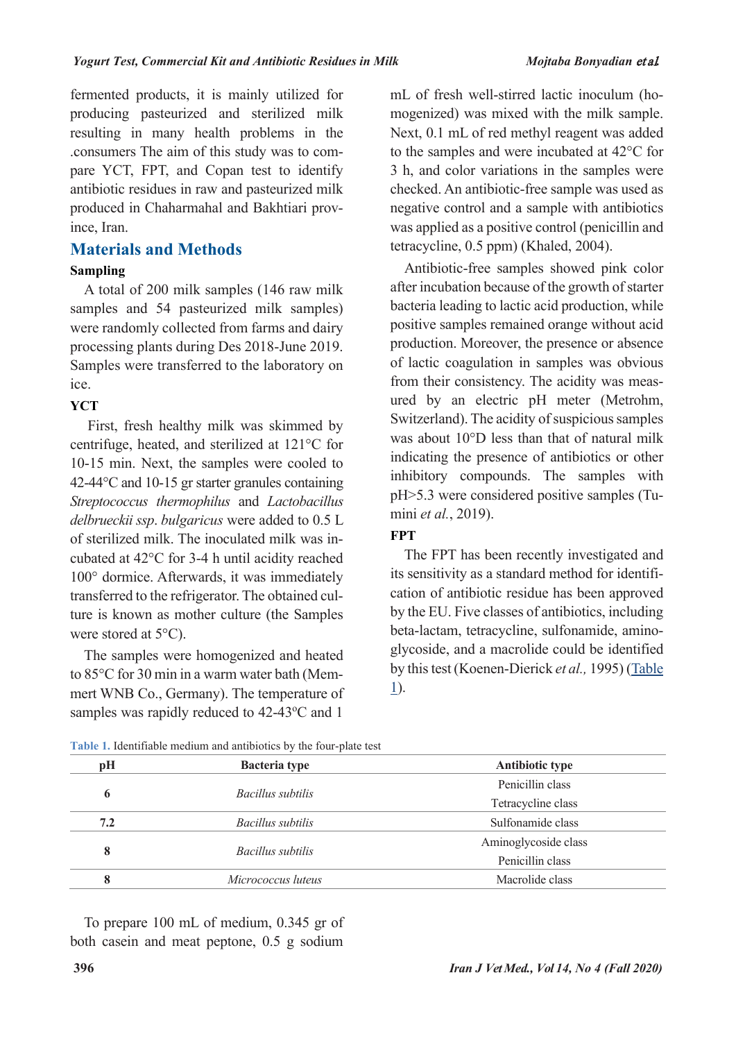fermented products, it is mainly utilized for producing pasteurized and sterilized milk resulting in many health problems in the .consumers The aim of this study was to compare YCT, FPT, and Copan test to identify antibiotic residues in raw and pasteurized milk produced in Chaharmahal and Bakhtiari province, Iran.

## Materials and Methods

### Sampling

A total of 200 milk samples (146 raw milk samples and 54 pasteurized milk samples) were randomly collected from farms and dairy processing plants during Des 2018-June 2019. Samples were transferred to the laboratory on ice.

### YCT

First, fresh healthy milk was skimmed by centrifuge, heated, and sterilized at 121°C for 10-15 min. Next, the samples were cooled to 42-44°C and 10-15 gr starter granules containing *Streptococcus thermophilus* and *Lactobacillus delbrueckii ssp. bulgaricus* were added to 0.5 L of sterilized milk. The inoculated milk was incubated at 42°C for 3-4 h until acidity reached 100° dormice. Afterwards, it was immediately transferred to the refrigerator. The obtained culture is known as mother culture (the Samples were stored at 5°C).

The samples were homogenized and heated to 85°C for 30 min in a warm water bath (Memmert WNB Co., Germany). The temperature of samples was rapidly reduced to 42-43ºC and 1 mL of fresh well-stirred lactic inoculum (homogenized) was mixed with the milk sample. Next, 0.1 mL of red methyl reagent was added to the samples and were incubated at 42°C for 3 h, and color variations in the samples were checked. An antibiotic-free sample was used as negative control and a sample with antibiotics was applied as a positive control (penicillin and tetracycline, 0.5 ppm) (Khaled, 2004).

Antibiotic-free samples showed pink color after incubation because of the growth of starter bacteria leading to lactic acid production, while positive samples remained orange without acid production. Moreover, the presence or absence of lactic coagulation in samples was obvious from their consistency. The acidity was measured by an electric pH meter (Metrohm, Switzerland). The acidity of suspicious samples was about 10°D less than that of natural milk indicating the presence of antibiotics or other inhibitory compounds. The samples with pH>5.3 were considered positive samples (Tumini *et al.*, 2019).

### FPT

The FPT has been recently investigated and its sensitivity as a standard method for identification of antibiotic residue has been approved by the EU. Five classes of antibiotics, including beta-lactam, tetracycline, sulfonamide, aminoglycoside, and a macrolide could be identified by this test (Koenen-Dierick *et al.,* 1995) (Table 1).

**Table 1.** Identifiable medium and antibiotics by the four-plate test

| pH | Bacteria type | Antibiotic type |
|---|---|---|
| 6 | *Bacillus subtilis* | Penicillin class |
| | | Tetracycline class |
| 7.2 | *Bacillus subtilis* | Sulfonamide class |
| 8 | *Bacillus subtilis* | Aminoglycoside class |
| | | Penicillin class |
| 8 | *Micrococcus luteus* | Macrolide class |

To prepare 100 mL of medium, 0.345 gr of both casein and meat peptone, 0.5 g sodium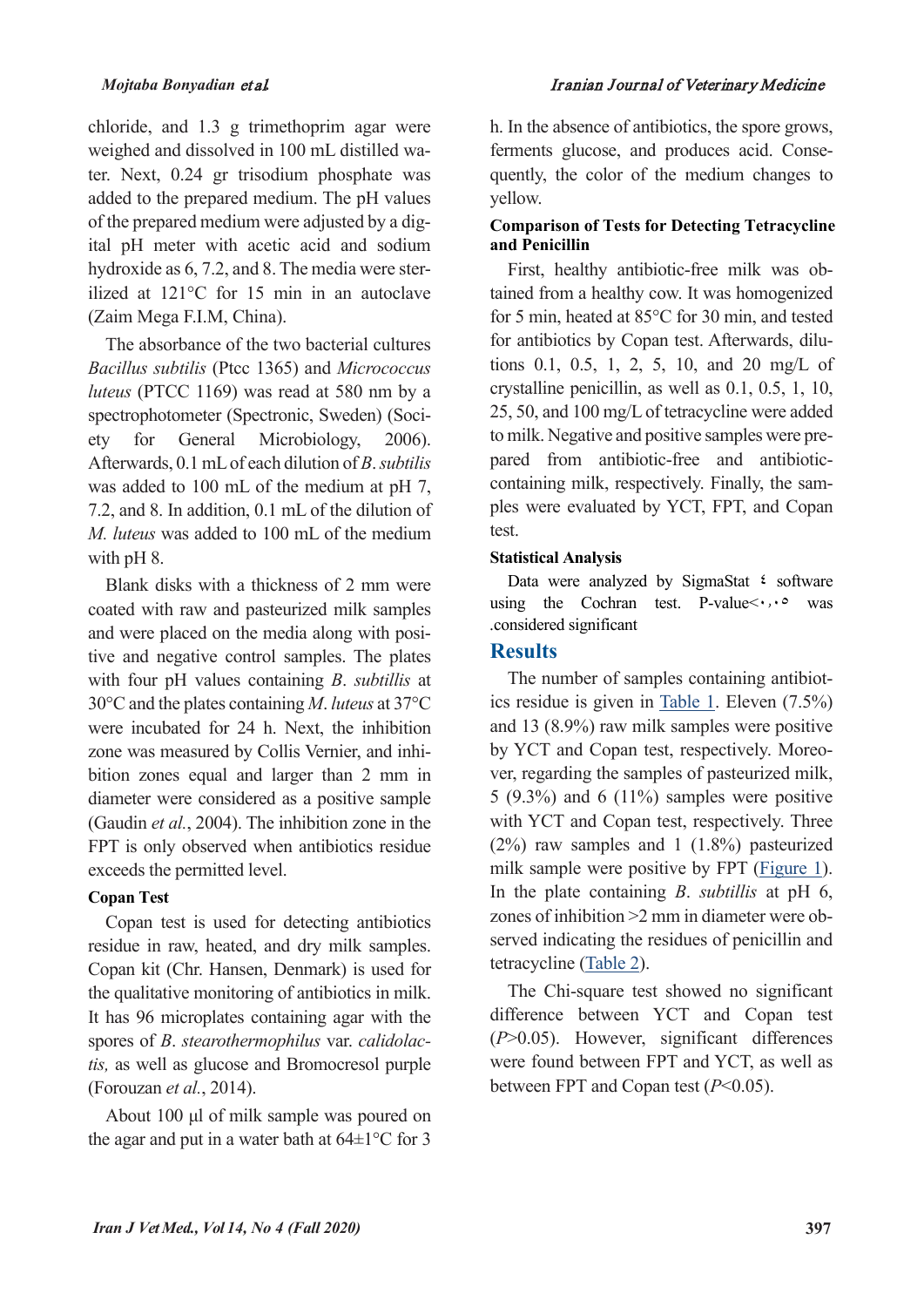chloride, and 1.3 g trimethoprim agar were weighed and dissolved in 100 mL distilled water. Next, 0.24 gr trisodium phosphate was added to the prepared medium. The pH values of the prepared medium were adjusted by a digital pH meter with acetic acid and sodium hydroxide as 6, 7.2, and 8. The media were sterilized at 121°C for 15 min in an autoclave (Zaim Mega F.I.M, China).

The absorbance of the two bacterial cultures *Bacillus subtilis* (Ptcc 1365) and *Micrococcus luteus* (PTCC 1169) was read at 580 nm by a spectrophotometer (Spectronic, Sweden) (Society for General Microbiology, 2006). Afterwards, 0.1 mL of each dilution of *B. subtilis* was added to 100 mL of the medium at pH 7, 7.2, and 8. In addition, 0.1 mL of the dilution of *M. luteus* was added to 100 mL of the medium with pH 8.

Blank disks with a thickness of 2 mm were coated with raw and pasteurized milk samples and were placed on the media along with positive and negative control samples. The plates with four pH values containing *B. subtillis* at 30°C and the plates containing *M. luteus* at 37°C were incubated for 24 h. Next, the inhibition zone was measured by Collis Vernier, and inhibition zones equal and larger than 2 mm in diameter were considered as a positive sample (Gaudin *et al.*, 2004). The inhibition zone in the FPT is only observed when antibiotics residue exceeds the permitted level.

### Copan Test

Copan test is used for detecting antibiotics residue in raw, heated, and dry milk samples. Copan kit (Chr. Hansen, Denmark) is used for the qualitative monitoring of antibiotics in milk. It has 96 microplates containing agar with the spores of *B. stearothermophilus* var. *calidolactis,* as well as glucose and Bromocresol purple (Forouzan *et al.*, 2014).

About 100 µl of milk sample was poured on the agar and put in a water bath at 64±1°C for 3 h. In the absence of antibiotics, the spore grows, ferments glucose, and produces acid. Consequently, the color of the medium changes to yellow.

### Comparison of Tests for Detecting Tetracycline and Penicillin

First, healthy antibiotic-free milk was obtained from a healthy cow. It was homogenized for 5 min, heated at 85°C for 30 min, and tested for antibiotics by Copan test. Afterwards, dilutions 0.1, 0.5, 1, 2, 5, 10, and 20 mg/L of crystalline penicillin, as well as 0.1, 0.5, 1, 10, 25, 50, and 100 mg/L of tetracycline were added to milk. Negative and positive samples were prepared from antibiotic-free and antibiotic-containing milk, respectively. Finally, the samples were evaluated by YCT, FPT, and Copan test.

### Statistical Analysis

Data were analyzed by SigmaStat ٤ software using the Cochran test. P-value<۰٫۰٥ was .considered significant

## Results

The number of samples containing antibiotics residue is given in Table 1. Eleven (7.5%) and 13 (8.9%) raw milk samples were positive by YCT and Copan test, respectively. Moreover, regarding the samples of pasteurized milk, 5 (9.3%) and 6 (11%) samples were positive with YCT and Copan test, respectively. Three (2%) raw samples and 1 (1.8%) pasteurized milk sample were positive by FPT (Figure 1). In the plate containing *B. subtillis* at pH 6, zones of inhibition >2 mm in diameter were observed indicating the residues of penicillin and tetracycline (Table 2).

The Chi-square test showed no significant difference between YCT and Copan test ($P$>0.05). However, significant differences were found between FPT and YCT, as well as between FPT and Copan test ($P$<0.05).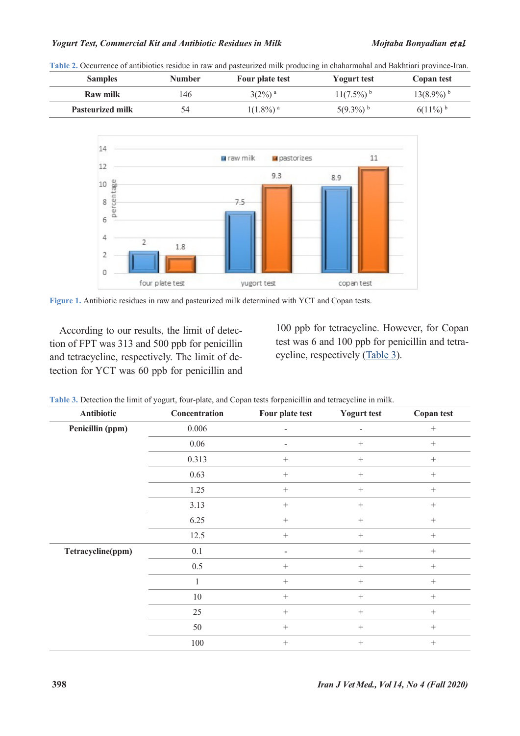Table 2. Occurrence of antibiotics residue in raw and pasteurized milk producing in chaharmahal and Bakhtiari province-Iran.

| Samples | Number | Four plate test | Yogurt test | Copan test |
|---|---|---|---|---|
| Raw milk | 146 | 3(2%) [a] | 11(7.5%) [b] | 13(8.9%) [b] |
| Pasteurized milk | 54 | 1(1.8%) [a] | 5(9.3%) [b] | 6(11%) [b] |

Figure 1. Antibiotic residues in raw and pasteurized milk determined with YCT and Copan tests.

According to our results, the limit of detection of FPT was 313 and 500 ppb for penicillin and tetracycline, respectively. The limit of detection for YCT was 60 ppb for penicillin and 100 ppb for tetracycline. However, for Copan test was 6 and 100 ppb for penicillin and tetracycline, respectively (Table 3).

Table 3. Detection the limit of yogurt, four-plate, and Copan tests forpenicillin and tetracycline in milk.

| Antibiotic | Concentration | Four plate test | Yogurt test | Copan test |
|---|---|---|---|---|
| Penicillin (ppm) | 0.006 | - | - | + |
| | 0.06 | - | + | + |
| | 0.313 | + | + | + |
| | 0.63 | + | + | + |
| | 1.25 | + | + | + |
| | 3.13 | + | + | + |
| | 6.25 | + | + | + |
| | 12.5 | + | + | + |
| Tetracycline(ppm) | 0.1 | - | + | + |
| | 0.5 | + | + | + |
| | 1 | + | + | + |
| | 10 | + | + | + |
| | 25 | + | + | + |
| | 50 | + | + | + |
| | 100 | + | + | + |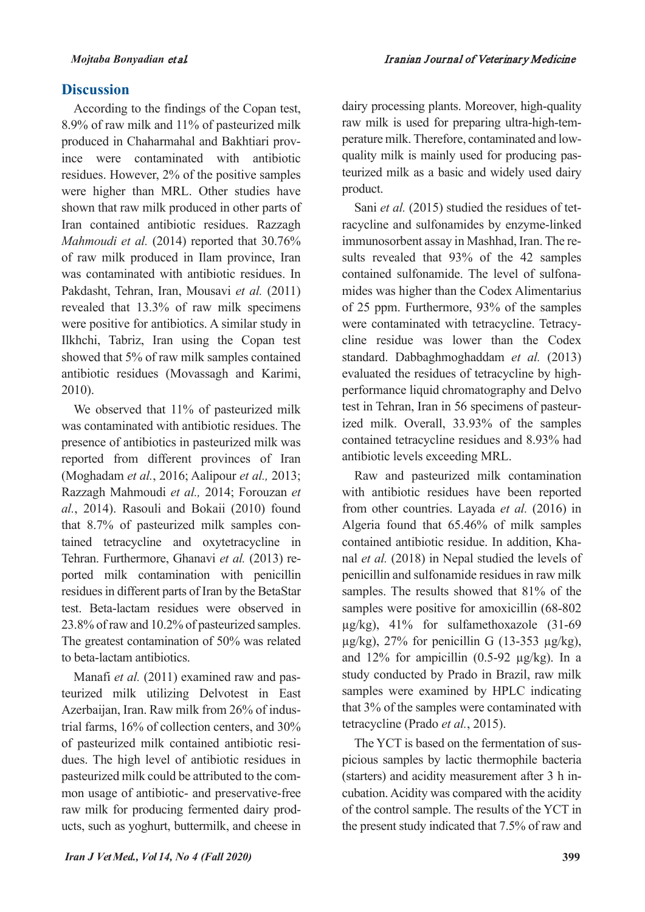## Discussion

According to the findings of the Copan test, 8.9% of raw milk and 11% of pasteurized milk produced in Chaharmahal and Bakhtiari province were contaminated with antibiotic residues. However, 2% of the positive samples were higher than MRL. Other studies have shown that raw milk produced in other parts of Iran contained antibiotic residues. Razzagh *Mahmoudi et al.* (2014) reported that 30.76% of raw milk produced in Ilam province, Iran was contaminated with antibiotic residues. In Pakdasht, Tehran, Iran, Mousavi *et al.* (2011) revealed that 13.3% of raw milk specimens were positive for antibiotics. A similar study in Ilkhchi, Tabriz, Iran using the Copan test showed that 5% of raw milk samples contained antibiotic residues (Movassagh and Karimi, 2010).

We observed that 11% of pasteurized milk was contaminated with antibiotic residues. The presence of antibiotics in pasteurized milk was reported from different provinces of Iran (Moghadam *et al.*, 2016; Aalipour *et al.,* 2013; Razzagh Mahmoudi *et al.,* 2014; Forouzan *et al.*, 2014). Rasouli and Bokaii (2010) found that 8.7% of pasteurized milk samples contained tetracycline and oxytetracycline in Tehran. Furthermore, Ghanavi *et al.* (2013) reported milk contamination with penicillin residues in different parts of Iran by the BetaStar test. Beta-lactam residues were observed in 23.8% of raw and 10.2% of pasteurized samples. The greatest contamination of 50% was related to beta-lactam antibiotics.

Manafi *et al.* (2011) examined raw and pasteurized milk utilizing Delvotest in East Azerbaijan, Iran. Raw milk from 26% of industrial farms, 16% of collection centers, and 30% of pasteurized milk contained antibiotic residues. The high level of antibiotic residues in pasteurized milk could be attributed to the common usage of antibiotic- and preservative-free raw milk for producing fermented dairy products, such as yoghurt, buttermilk, and cheese in dairy processing plants. Moreover, high-quality raw milk is used for preparing ultra-high-temperature milk. Therefore, contaminated and low-quality milk is mainly used for producing pasteurized milk as a basic and widely used dairy product.

Sani *et al.* (2015) studied the residues of tetracycline and sulfonamides by enzyme-linked immunosorbent assay in Mashhad, Iran. The results revealed that 93% of the 42 samples contained sulfonamide. The level of sulfonamides was higher than the Codex Alimentarius of 25 ppm. Furthermore, 93% of the samples were contaminated with tetracycline. Tetracycline residue was lower than the Codex standard. Dabbaghmoghaddam *et al.* (2013) evaluated the residues of tetracycline by high-performance liquid chromatography and Delvo test in Tehran, Iran in 56 specimens of pasteurized milk. Overall, 33.93% of the samples contained tetracycline residues and 8.93% had antibiotic levels exceeding MRL.

Raw and pasteurized milk contamination with antibiotic residues have been reported from other countries. Layada *et al.* (2016) in Algeria found that 65.46% of milk samples contained antibiotic residue. In addition, Khanal *et al.* (2018) in Nepal studied the levels of penicillin and sulfonamide residues in raw milk samples. The results showed that 81% of the samples were positive for amoxicillin (68-802 μg/kg), 41% for sulfamethoxazole (31-69 μg/kg), 27% for penicillin G (13-353 μg/kg), and 12% for ampicillin (0.5-92 μg/kg). In a study conducted by Prado in Brazil, raw milk samples were examined by HPLC indicating that 3% of the samples were contaminated with tetracycline (Prado *et al.*, 2015).

The YCT is based on the fermentation of suspicious samples by lactic thermophile bacteria (starters) and acidity measurement after 3 h incubation. Acidity was compared with the acidity of the control sample. The results of the YCT in the present study indicated that 7.5% of raw and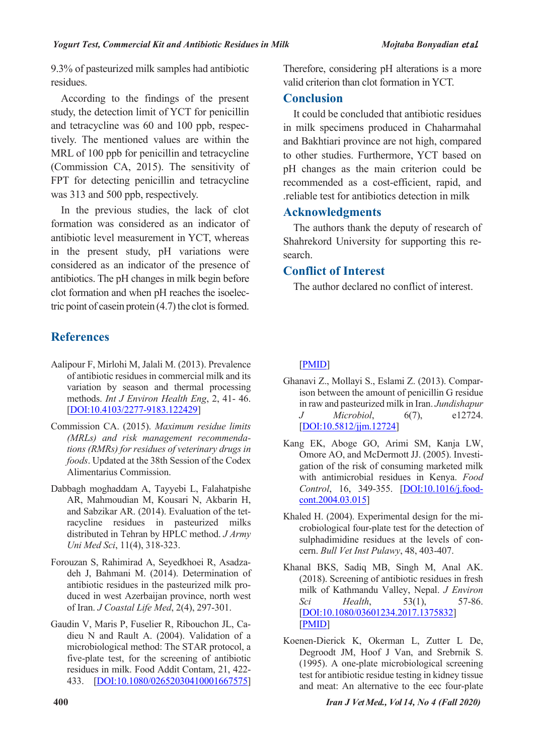9.3% of pasteurized milk samples had antibiotic residues.

According to the findings of the present study, the detection limit of YCT for penicillin and tetracycline was 60 and 100 ppb, respectively. The mentioned values are within the MRL of 100 ppb for penicillin and tetracycline (Commission CA, 2015). The sensitivity of FPT for detecting penicillin and tetracycline was 313 and 500 ppb, respectively.

In the previous studies, the lack of clot formation was considered as an indicator of antibiotic level measurement in YCT, whereas in the present study, pH variations were considered as an indicator of the presence of antibiotics. The pH changes in milk begin before clot formation and when pH reaches the isoelectric point of casein protein (4.7) the clot is formed. Therefore, considering pH alterations is a more valid criterion than clot formation in YCT.

## Conclusion

It could be concluded that antibiotic residues in milk specimens produced in Chaharmahal and Bakhtiari province are not high, compared to other studies. Furthermore, YCT based on pH changes as the main criterion could be recommended as a cost-efficient, rapid, and .reliable test for antibiotics detection in milk

## Acknowledgments

The authors thank the deputy of research of Shahrekord University for supporting this research.

## Conflict of Interest

The author declared no conflict of interest.

## References

Aalipour F, Mirlohi M, Jalali M. (2013). Prevalence of antibiotic residues in commercial milk and its variation by season and thermal processing methods. *Int J Environ Health Eng*, 2, 41- 46. [DOI:10.4103/2277-9183.122429]

Commission CA. (2015). *Maximum residue limits (MRLs) and risk management recommendations (RMRs) for residues of veterinary drugs in foods*. Updated at the 38th Session of the Codex Alimentarius Commission.

Dabbagh moghaddam A, Tayyebi L, Falahatpishe AR, Mahmoudian M, Kousari N, Akbarin H, and Sabzikar AR. (2014). Evaluation of the tetracycline residues in pasteurized milks distributed in Tehran by HPLC method. *J Army Uni Med Sci*, 11(4), 318-323.

Forouzan S, Rahimirad A, Seyedkhoei R, Asadzadeh J, Bahmani M. (2014). Determination of antibiotic residues in the pasteurized milk produced in west Azerbaijan province, north west of Iran. *J Coastal Life Med*, 2(4), 297-301.

Gaudin V, Maris P, Fuselier R, Ribouchon JL, Cadieu N and Rault A. (2004). Validation of a microbiological method: The STAR protocol, a five-plate test, for the screening of antibiotic residues in milk. Food Addit Contam, 21, 422-433. [DOI:10.1080/02652030410001667575] [PMID]

Ghanavi Z., Mollayi S., Eslami Z. (2013). Comparison between the amount of penicillin G residue in raw and pasteurized milk in Iran. *Jundishapur J Microbiol*, 6(7), e12724. [DOI:10.5812/jjm.12724]

Kang EK, Aboge GO, Arimi SM, Kanja LW, Omore AO, and McDermott JJ. (2005). Investigation of the risk of consuming marketed milk with antimicrobial residues in Kenya. *Food Control*, 16, 349-355. [DOI:10.1016/j.foodcont.2004.03.015]

Khaled H. (2004). Experimental design for the microbiological four-plate test for the detection of sulphadimidine residues at the levels of concern. *Bull Vet Inst Pulawy*, 48, 403-407.

Khanal BKS, Sadiq MB, Singh M, Anal AK. (2018). Screening of antibiotic residues in fresh milk of Kathmandu Valley, Nepal. *J Environ Sci Health*, 53(1), 57-86. [DOI:10.1080/03601234.2017.1375832] [PMID]

Koenen-Dierick K, Okerman L, Zutter L De, Degroodt JM, Hoof J Van, and Srebrnik S. (1995). A one-plate microbiological screening test for antibiotic residue testing in kidney tissue and meat: An alternative to the eec four-plate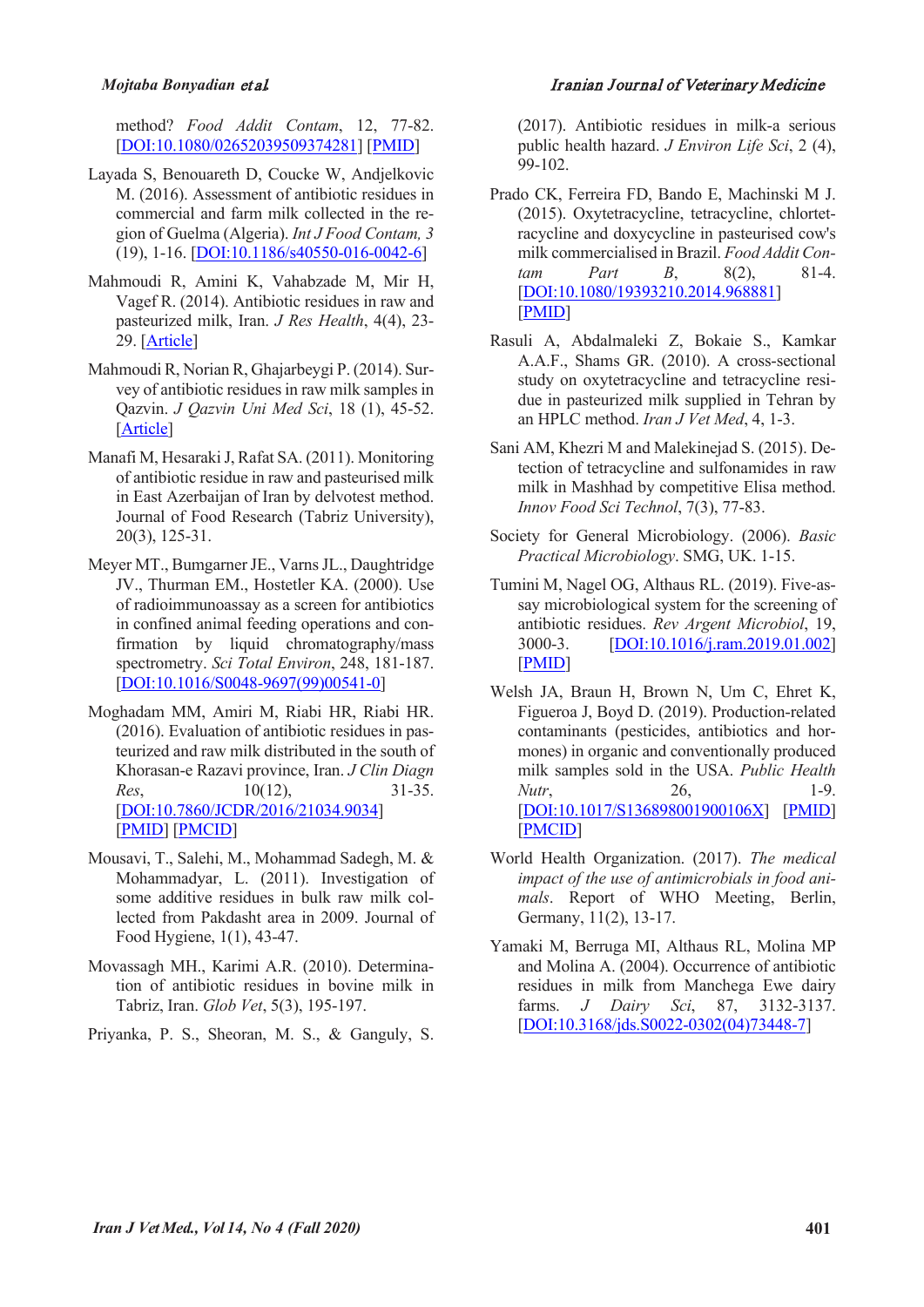method? *Food Addit Contam*, 12, 77-82. [DOI:10.1080/02652039509374281] [PMID]

Layada S, Benouareth D, Coucke W, Andjelkovic M. (2016). Assessment of antibiotic residues in commercial and farm milk collected in the region of Guelma (Algeria). *Int J Food Contam, 3* (19), 1-16. [DOI:10.1186/s40550-016-0042-6]

Mahmoudi R, Amini K, Vahabzade M, Mir H, Vagef R. (2014). Antibiotic residues in raw and pasteurized milk, Iran. *J Res Health*, 4(4), 23-29. [Article]

Mahmoudi R, Norian R, Ghajarbeygi P. (2014). Survey of antibiotic residues in raw milk samples in Qazvin. *J Qazvin Uni Med Sci*, 18 (1), 45-52. [Article]

Manafi M, Hesaraki J, Rafat SA. (2011). Monitoring of antibiotic residue in raw and pasteurised milk in East Azerbaijan of Iran by delvotest method. Journal of Food Research (Tabriz University), 20(3), 125-31.

Meyer MT., Bumgarner JE., Varns JL., Daughtridge JV., Thurman EM., Hostetler KA. (2000). Use of radioimmunoassay as a screen for antibiotics in confined animal feeding operations and confirmation by liquid chromatography/mass spectrometry. *Sci Total Environ*, 248, 181-187. [DOI:10.1016/S0048-9697(99)00541-0]

Moghadam MM, Amiri M, Riabi HR, Riabi HR. (2016). Evaluation of antibiotic residues in pasteurized and raw milk distributed in the south of Khorasan-e Razavi province, Iran. *J Clin Diagn Res*, 10(12), 31-35. [DOI:10.7860/JCDR/2016/21034.9034] [PMID] [PMCID]

Mousavi, T., Salehi, M., Mohammad Sadegh, M. & Mohammadyar, L. (2011). Investigation of some additive residues in bulk raw milk collected from Pakdasht area in 2009. Journal of Food Hygiene, 1(1), 43-47.

Movassagh MH., Karimi A.R. (2010). Determination of antibiotic residues in bovine milk in Tabriz, Iran. *Glob Vet*, 5(3), 195-197.

Priyanka, P. S., Sheoran, M. S., & Ganguly, S. (2017). Antibiotic residues in milk-a serious public health hazard. *J Environ Life Sci*, 2 (4), 99-102.

Prado CK, Ferreira FD, Bando E, Machinski M J. (2015). Oxytetracycline, tetracycline, chlortetracycline and doxycycline in pasteurised cow's milk commercialised in Brazil. *Food Addit Contam Part B*, 8(2), 81-4. [DOI:10.1080/19393210.2014.968881] [PMID]

Rasuli A, Abdalmaleki Z, Bokaie S., Kamkar A.A.F., Shams GR. (2010). A cross-sectional study on oxytetracycline and tetracycline residue in pasteurized milk supplied in Tehran by an HPLC method. *Iran J Vet Med*, 4, 1-3.

Sani AM, Khezri M and Malekinejad S. (2015). Detection of tetracycline and sulfonamides in raw milk in Mashhad by competitive Elisa method. *Innov Food Sci Technol*, 7(3), 77-83.

Society for General Microbiology. (2006). *Basic Practical Microbiology*. SMG, UK. 1-15.

Tumini M, Nagel OG, Althaus RL. (2019). Five-assay microbiological system for the screening of antibiotic residues. *Rev Argent Microbiol*, 19, 3000-3. [DOI:10.1016/j.ram.2019.01.002] [PMID]

Welsh JA, Braun H, Brown N, Um C, Ehret K, Figueroa J, Boyd D. (2019). Production-related contaminants (pesticides, antibiotics and hormones) in organic and conventionally produced milk samples sold in the USA. *Public Health Nutr*, 26, 1-9. [DOI:10.1017/S136898001900106X] [PMID] [PMCID]

World Health Organization. (2017). *The medical impact of the use of antimicrobials in food animals*. Report of WHO Meeting, Berlin, Germany, 11(2), 13-17.

Yamaki M, Berruga MI, Althaus RL, Molina MP and Molina A. (2004). Occurrence of antibiotic residues in milk from Manchega Ewe dairy farms. *J Dairy Sci*, 87, 3132-3137. [DOI:10.3168/jds.S0022-0302(04)73448-7]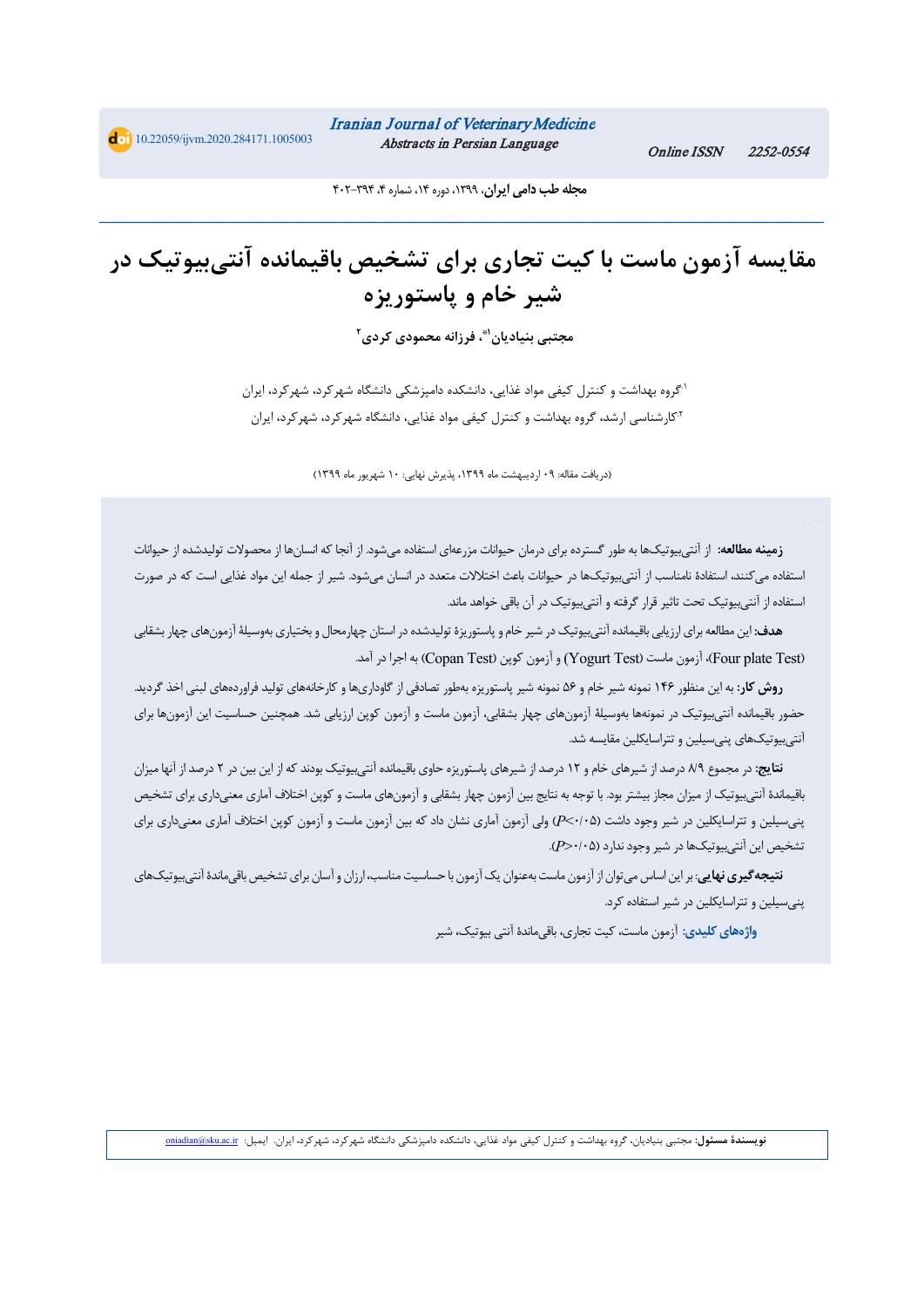10.22059/ijvm.2020.284171.1005003

*Iranian Journal of Veterinary Medicine*
*Abstracts in Persian Language*

*Online ISSN 2252-0554*

**مجله طب دامی ایران**، ۱۳۹۹، دوره ۱۴، شماره ۴، ۳۹۴-۴۰۲

# مقایسه آزمون ماست با کیت تجاری برای تشخیص باقیمانده آنتی‌بیوتیک در شیر خام و پاستوریزه

**مجتبی بنیادیان[۱*]، فرزانه محمودی کردی[۲]**

[۱] گروه بهداشت و کنترل کیفی مواد غذایی، دانشکده دامپزشکی دانشگاه شهرکرد، شهرکرد، ایران

[۲] کارشناسی ارشد، گروه بهداشت و کنترل کیفی مواد غذایی، دانشگاه شهرکرد، شهرکرد، ایران

(دریافت مقاله: ۰۹ اردیبهشت ماه ۱۳۹۹، پذیرش نهایی: ۱۰ شهریور ماه ۱۳۹۹)

**زمینه مطالعه:** از آنتی‌بیوتیک‌ها به طور گسترده برای درمان حیوانات مزرعه‌ای استفاده می‌شود. از آنجا که انسان‌ها از محصولات تولیدشده از حیوانات استفاده می‌کنند، استفادهٔ نامناسب از آنتی‌بیوتیک‌ها در حیوانات باعث اختلالات متعدد در انسان می‌شود. شیر از جمله این مواد غذایی است که در صورت استفاده از آنتی‌بیوتیک تحت تاثیر قرار گرفته و آنتی‌بیوتیک در آن باقی خواهد ماند.

**هدف:** این مطالعه برای ارزیابی باقیمانده آنتی‌بیوتیک در شیر خام و پاستوریزهٔ تولیدشده در استان چهارمحال و بختیاری به‌وسیلهٔ آزمون‌های چهار بشقابی (Four plate Test)، آزمون ماست (Yogurt Test) و آزمون کوپن (Copan Test) به اجرا در آمد.

**روش کار:** به این منظور ۱۴۶ نمونه شیر خام و ۵۶ نمونه شیر پاستوریزه به‌طور تصادفی از گاوداری‌ها و کارخانه‌های تولید فراورده‌های لبنی اخذ گردید. حضور باقیمانده آنتی‌بیوتیک در نمونه‌ها به‌وسیلهٔ آزمون‌های چهار بشقابی، آزمون ماست و آزمون کوپن ارزیابی شد. همچنین حساسیت این آزمون‌ها برای آنتی‌بیوتیک‌های پنی‌سیلین و تتراسایکلین مقایسه شد.

**نتایج:** در مجموع ۸/۹ درصد از شیرهای خام و ۱۲ درصد از شیرهای پاستوریزه حاوی باقیمانده آنتی‌بیوتیک بودند که از این بین در ۲ درصد از آنها میزان باقیماندهٔ آنتی‌بیوتیک از میزان مجاز بیشتر بود. با توجه به نتایج بین آزمون چهار بشقابی و آزمون‌های ماست و کوپن اختلاف آماری معنی‌داری برای تشخیص پنی‌سیلین و تتراسایکلین در شیر وجود داشت ($P<0.05$) ولی آزمون آماری نشان داد که بین آزمون ماست و آزمون کوپن اختلاف آماری معنی‌داری برای تشخیص این آنتی‌بیوتیک‌ها در شیر وجود ندارد ($P>0.05$).

**نتیجه‌گیری نهایی:** بر این اساس می‌توان از آزمون ماست به‌عنوان یک آزمون با حساسیت مناسب، ارزان و آسان برای تشخیص باقی‌ماندهٔ آنتی‌بیوتیک‌های پنی‌سیلین و تتراسایکلین در شیر استفاده کرد.

**واژه‌های کلیدی:** آزمون ماست، کیت تجاری، باقی‌ماندهٔ آنتی بیوتیک، شیر

**نویسندهٔ مسئول:** مجتبی بنیادیان، گروه بهداشت و کنترل کیفی مواد غذایی، دانشکده دامپزشکی دانشگاه شهرکرد، شهرکرد، ایران. ایمیل: oniadian@sku.ac.ir